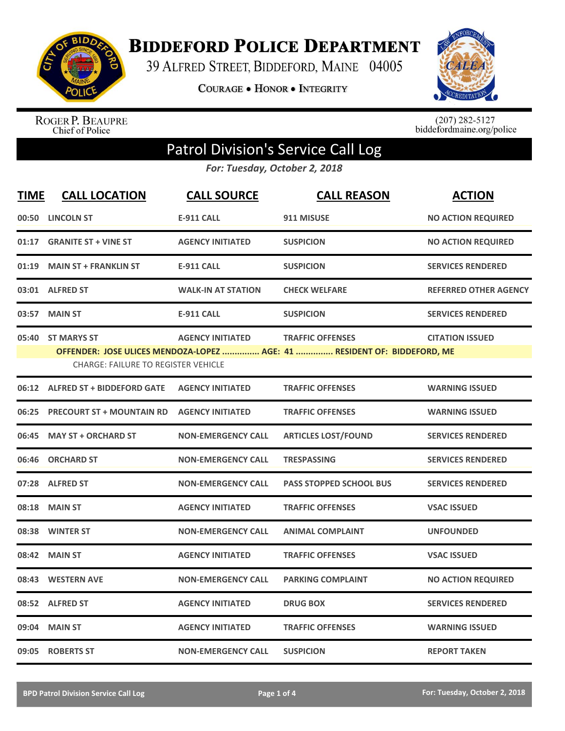# Biddeford Police Department

39 Alfred Street, Biddeford, Maine 04005

Courage • Honor • Integrity

Roger P. Beaupre
Chief of Police

(207) 282-5127
biddefordmaine.org/police

## Patrol Division's Service Call Log

*For: Tuesday, October 2, 2018*

| TIME | CALL LOCATION | CALL SOURCE | CALL REASON | ACTION |
|---|---|---|---|---|
| 00:50 | LINCOLN ST | E-911 CALL | 911 MISUSE | NO ACTION REQUIRED |
| 01:17 | GRANITE ST + VINE ST | AGENCY INITIATED | SUSPICION | NO ACTION REQUIRED |
| 01:19 | MAIN ST + FRANKLIN ST | E-911 CALL | SUSPICION | SERVICES RENDERED |
| 03:01 | ALFRED ST | WALK-IN AT STATION | CHECK WELFARE | REFERRED OTHER AGENCY |
| 03:57 | MAIN ST | E-911 CALL | SUSPICION | SERVICES RENDERED |
| 05:40 | ST MARYS ST | AGENCY INITIATED | TRAFFIC OFFENSES | CITATION ISSUED |
| | OFFENDER: JOSE ULICES MENDOZA-LOPEZ ............... AGE: 41 ............... RESIDENT OF: BIDDEFORD, ME<br>CHARGE: FAILURE TO REGISTER VEHICLE | | | |
| 06:12 | ALFRED ST + BIDDEFORD GATE | AGENCY INITIATED | TRAFFIC OFFENSES | WARNING ISSUED |
| 06:25 | PRECOURT ST + MOUNTAIN RD | AGENCY INITIATED | TRAFFIC OFFENSES | WARNING ISSUED |
| 06:45 | MAY ST + ORCHARD ST | NON-EMERGENCY CALL | ARTICLES LOST/FOUND | SERVICES RENDERED |
| 06:46 | ORCHARD ST | NON-EMERGENCY CALL | TRESPASSING | SERVICES RENDERED |
| 07:28 | ALFRED ST | NON-EMERGENCY CALL | PASS STOPPED SCHOOL BUS | SERVICES RENDERED |
| 08:18 | MAIN ST | AGENCY INITIATED | TRAFFIC OFFENSES | VSAC ISSUED |
| 08:38 | WINTER ST | NON-EMERGENCY CALL | ANIMAL COMPLAINT | UNFOUNDED |
| 08:42 | MAIN ST | AGENCY INITIATED | TRAFFIC OFFENSES | VSAC ISSUED |
| 08:43 | WESTERN AVE | NON-EMERGENCY CALL | PARKING COMPLAINT | NO ACTION REQUIRED |
| 08:52 | ALFRED ST | AGENCY INITIATED | DRUG BOX | SERVICES RENDERED |
| 09:04 | MAIN ST | AGENCY INITIATED | TRAFFIC OFFENSES | WARNING ISSUED |
| 09:05 | ROBERTS ST | NON-EMERGENCY CALL | SUSPICION | REPORT TAKEN |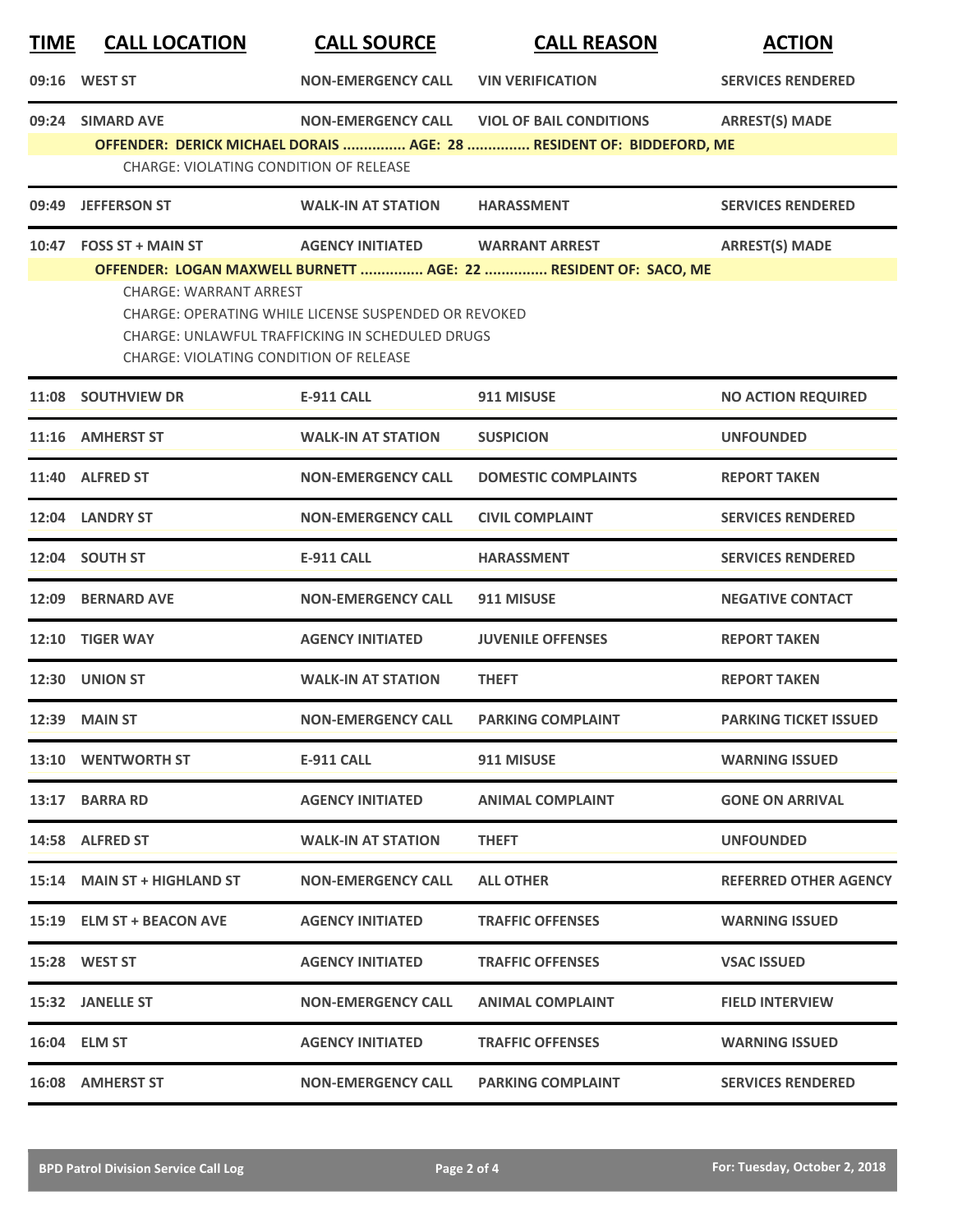| TIME | CALL LOCATION | CALL SOURCE | CALL REASON | ACTION |
|---|---|---|---|---|
| 09:16 | WEST ST | NON-EMERGENCY CALL | VIN VERIFICATION | SERVICES RENDERED |
| 09:24 | SIMARD AVE | NON-EMERGENCY CALL | VIOL OF BAIL CONDITIONS | ARREST(S) MADE |
| | OFFENDER: DERICK MICHAEL DORAIS ............... AGE: 28 ............... RESIDENT OF: BIDDEFORD, ME | | | |
| | CHARGE: VIOLATING CONDITION OF RELEASE | | | |
| 09:49 | JEFFERSON ST | WALK-IN AT STATION | HARASSMENT | SERVICES RENDERED |
| 10:47 | FOSS ST + MAIN ST | AGENCY INITIATED | WARRANT ARREST | ARREST(S) MADE |
| | OFFENDER: LOGAN MAXWELL BURNETT ............... AGE: 22 ............... RESIDENT OF: SACO, ME | | | |
| | CHARGE: WARRANT ARREST | | | |
| | CHARGE: OPERATING WHILE LICENSE SUSPENDED OR REVOKED | | | |
| | CHARGE: UNLAWFUL TRAFFICKING IN SCHEDULED DRUGS | | | |
| | CHARGE: VIOLATING CONDITION OF RELEASE | | | |
| 11:08 | SOUTHVIEW DR | E-911 CALL | 911 MISUSE | NO ACTION REQUIRED |
| 11:16 | AMHERST ST | WALK-IN AT STATION | SUSPICION | UNFOUNDED |
| 11:40 | ALFRED ST | NON-EMERGENCY CALL | DOMESTIC COMPLAINTS | REPORT TAKEN |
| 12:04 | LANDRY ST | NON-EMERGENCY CALL | CIVIL COMPLAINT | SERVICES RENDERED |
| 12:04 | SOUTH ST | E-911 CALL | HARASSMENT | SERVICES RENDERED |
| 12:09 | BERNARD AVE | NON-EMERGENCY CALL | 911 MISUSE | NEGATIVE CONTACT |
| 12:10 | TIGER WAY | AGENCY INITIATED | JUVENILE OFFENSES | REPORT TAKEN |
| 12:30 | UNION ST | WALK-IN AT STATION | THEFT | REPORT TAKEN |
| 12:39 | MAIN ST | NON-EMERGENCY CALL | PARKING COMPLAINT | PARKING TICKET ISSUED |
| 13:10 | WENTWORTH ST | E-911 CALL | 911 MISUSE | WARNING ISSUED |
| 13:17 | BARRA RD | AGENCY INITIATED | ANIMAL COMPLAINT | GONE ON ARRIVAL |
| 14:58 | ALFRED ST | WALK-IN AT STATION | THEFT | UNFOUNDED |
| 15:14 | MAIN ST + HIGHLAND ST | NON-EMERGENCY CALL | ALL OTHER | REFERRED OTHER AGENCY |
| 15:19 | ELM ST + BEACON AVE | AGENCY INITIATED | TRAFFIC OFFENSES | WARNING ISSUED |
| 15:28 | WEST ST | AGENCY INITIATED | TRAFFIC OFFENSES | VSAC ISSUED |
| 15:32 | JANELLE ST | NON-EMERGENCY CALL | ANIMAL COMPLAINT | FIELD INTERVIEW |
| 16:04 | ELM ST | AGENCY INITIATED | TRAFFIC OFFENSES | WARNING ISSUED |
| 16:08 | AMHERST ST | NON-EMERGENCY CALL | PARKING COMPLAINT | SERVICES RENDERED |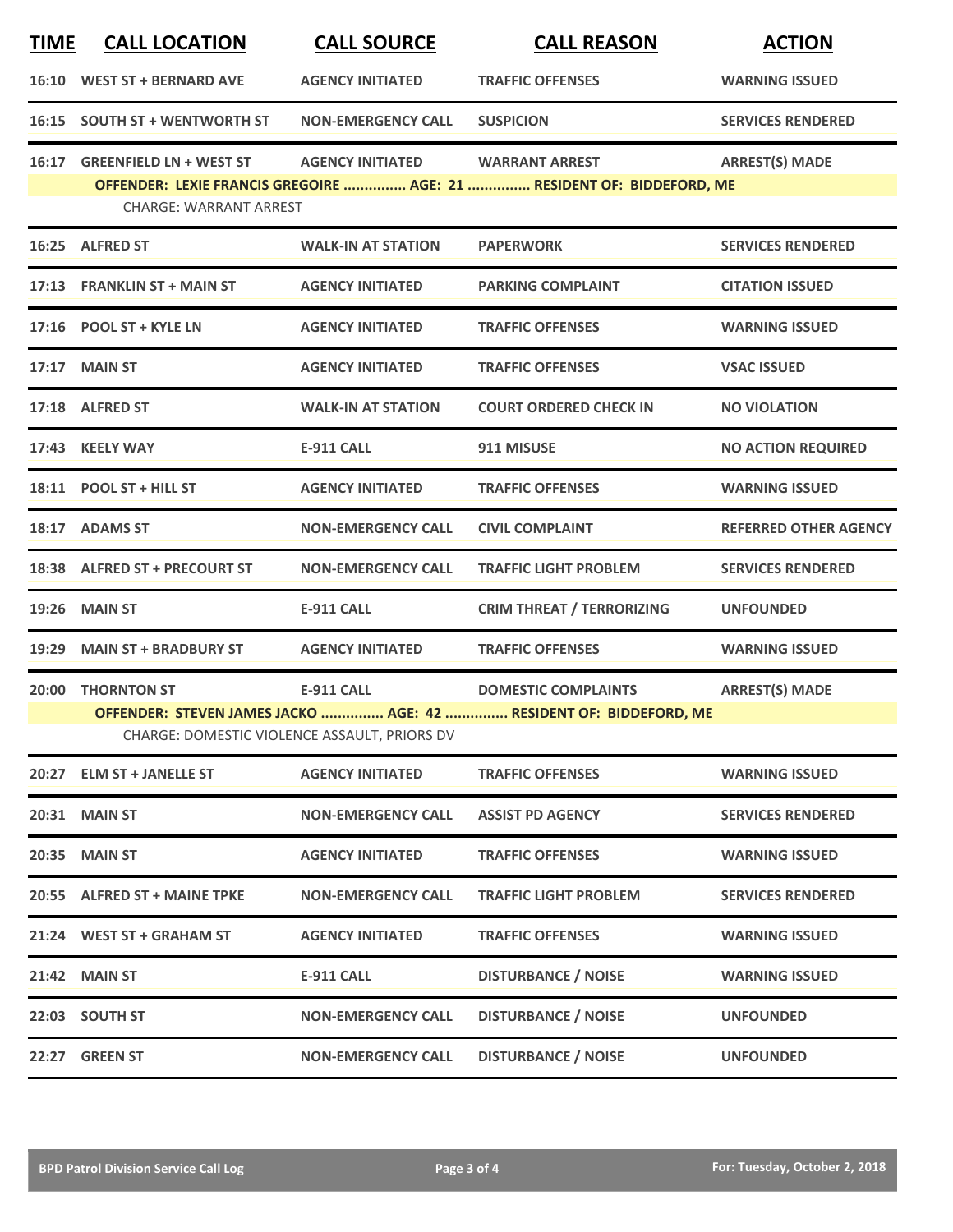| TIME | CALL LOCATION | CALL SOURCE | CALL REASON | ACTION |
|---|---|---|---|---|
| 16:10 | WEST ST + BERNARD AVE | AGENCY INITIATED | TRAFFIC OFFENSES | WARNING ISSUED |
| 16:15 | SOUTH ST + WENTWORTH ST | NON-EMERGENCY CALL | SUSPICION | SERVICES RENDERED |
| 16:17 | GREENFIELD LN + WEST ST | AGENCY INITIATED | WARRANT ARREST | ARREST(S) MADE |
| | OFFENDER: LEXIE FRANCIS GREGOIRE ............... AGE: 21 ............... RESIDENT OF: BIDDEFORD, ME | | | |
| | CHARGE: WARRANT ARREST | | | |
| 16:25 | ALFRED ST | WALK-IN AT STATION | PAPERWORK | SERVICES RENDERED |
| 17:13 | FRANKLIN ST + MAIN ST | AGENCY INITIATED | PARKING COMPLAINT | CITATION ISSUED |
| 17:16 | POOL ST + KYLE LN | AGENCY INITIATED | TRAFFIC OFFENSES | WARNING ISSUED |
| 17:17 | MAIN ST | AGENCY INITIATED | TRAFFIC OFFENSES | VSAC ISSUED |
| 17:18 | ALFRED ST | WALK-IN AT STATION | COURT ORDERED CHECK IN | NO VIOLATION |
| 17:43 | KEELY WAY | E-911 CALL | 911 MISUSE | NO ACTION REQUIRED |
| 18:11 | POOL ST + HILL ST | AGENCY INITIATED | TRAFFIC OFFENSES | WARNING ISSUED |
| 18:17 | ADAMS ST | NON-EMERGENCY CALL | CIVIL COMPLAINT | REFERRED OTHER AGENCY |
| 18:38 | ALFRED ST + PRECOURT ST | NON-EMERGENCY CALL | TRAFFIC LIGHT PROBLEM | SERVICES RENDERED |
| 19:26 | MAIN ST | E-911 CALL | CRIM THREAT / TERRORIZING | UNFOUNDED |
| 19:29 | MAIN ST + BRADBURY ST | AGENCY INITIATED | TRAFFIC OFFENSES | WARNING ISSUED |
| 20:00 | THORNTON ST | E-911 CALL | DOMESTIC COMPLAINTS | ARREST(S) MADE |
| | OFFENDER: STEVEN JAMES JACKO ............... AGE: 42 ............... RESIDENT OF: BIDDEFORD, ME | | | |
| | CHARGE: DOMESTIC VIOLENCE ASSAULT, PRIORS DV | | | |
| 20:27 | ELM ST + JANELLE ST | AGENCY INITIATED | TRAFFIC OFFENSES | WARNING ISSUED |
| 20:31 | MAIN ST | NON-EMERGENCY CALL | ASSIST PD AGENCY | SERVICES RENDERED |
| 20:35 | MAIN ST | AGENCY INITIATED | TRAFFIC OFFENSES | WARNING ISSUED |
| 20:55 | ALFRED ST + MAINE TPKE | NON-EMERGENCY CALL | TRAFFIC LIGHT PROBLEM | SERVICES RENDERED |
| 21:24 | WEST ST + GRAHAM ST | AGENCY INITIATED | TRAFFIC OFFENSES | WARNING ISSUED |
| 21:42 | MAIN ST | E-911 CALL | DISTURBANCE / NOISE | WARNING ISSUED |
| 22:03 | SOUTH ST | NON-EMERGENCY CALL | DISTURBANCE / NOISE | UNFOUNDED |
| 22:27 | GREEN ST | NON-EMERGENCY CALL | DISTURBANCE / NOISE | UNFOUNDED |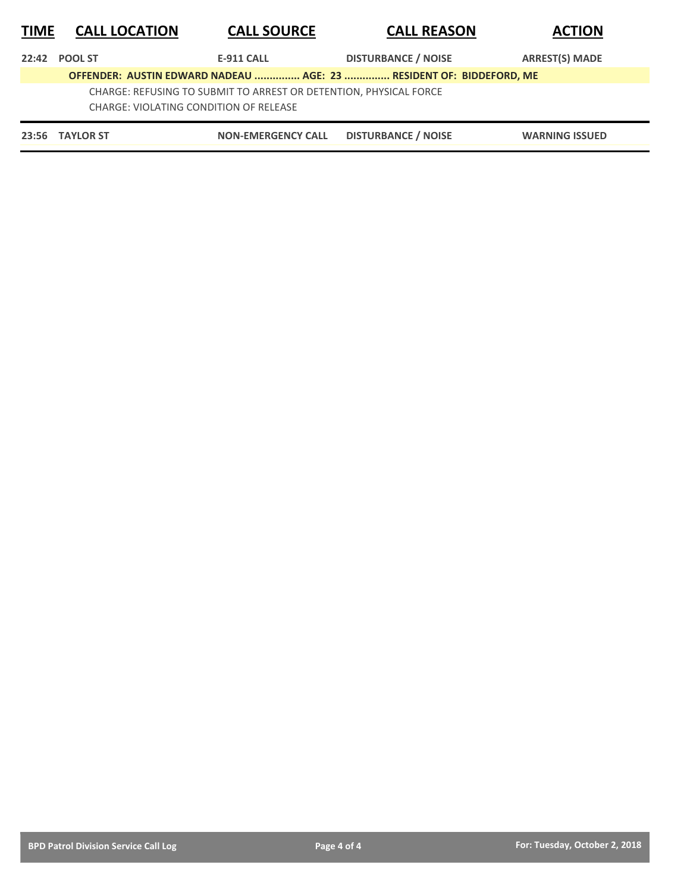| TIME | CALL LOCATION | CALL SOURCE | CALL REASON | ACTION |
|---|---|---|---|---|
| 22:42 | POOL ST | E-911 CALL | DISTURBANCE / NOISE | ARREST(S) MADE |
| | **OFFENDER: AUSTIN EDWARD NADEAU ............... AGE: 23 ............... RESIDENT OF: BIDDEFORD, ME** | | | |
| | CHARGE: REFUSING TO SUBMIT TO ARREST OR DETENTION, PHYSICAL FORCE | | | |
| | CHARGE: VIOLATING CONDITION OF RELEASE | | | |
| 23:56 | TAYLOR ST | NON-EMERGENCY CALL | DISTURBANCE / NOISE | WARNING ISSUED |